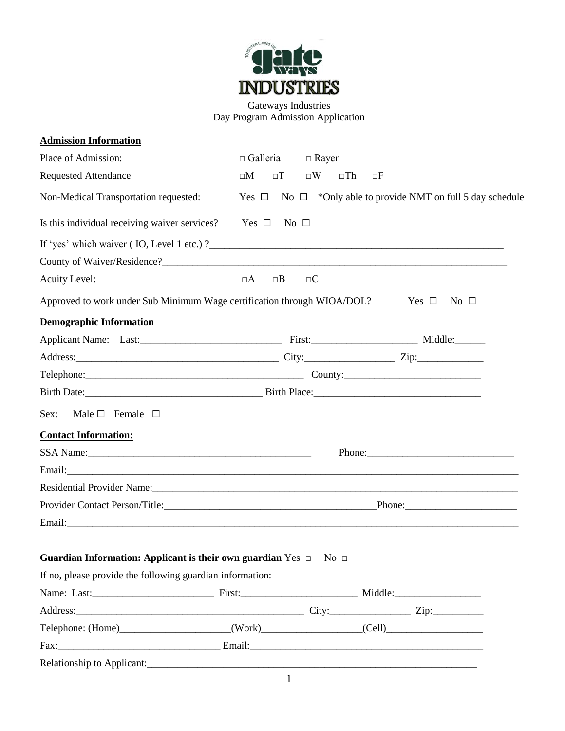Gateways Industries
Day Program Admission Application

**Admission Information**

Place of Admission: □ Galleria □ Rayen

Requested Attendance □M □T □W □Th □F

Non-Medical Transportation requested: Yes ☐ No ☐ *Only able to provide NMT on full 5 day schedule

Is this individual receiving waiver services? Yes ☐ No ☐

If 'yes' which waiver ( IO, Level 1 etc.) ?\_\_\_\_\_\_\_\_\_\_\_\_\_\_\_\_\_\_\_\_\_\_\_\_\_\_\_\_\_\_\_\_\_\_\_\_\_\_\_\_\_\_\_\_

County of Waiver/Residence?\_\_\_\_\_\_\_\_\_\_\_\_\_\_\_\_\_\_\_\_\_\_\_\_\_\_\_\_\_\_\_\_\_\_\_\_\_\_\_\_\_\_\_\_\_\_\_\_\_\_

Acuity Level: □A □B □C

Approved to work under Sub Minimum Wage certification through WIOA/DOL? Yes ☐ No ☐

**Demographic Information**

Applicant Name: Last:\_\_\_\_\_\_\_\_\_\_\_\_\_\_\_\_\_\_\_\_ First:\_\_\_\_\_\_\_\_\_\_\_\_\_\_\_ Middle:\_\_\_\_\_\_

Address:\_\_\_\_\_\_\_\_\_\_\_\_\_\_\_\_\_\_\_\_\_\_\_\_\_\_\_\_\_\_ City:\_\_\_\_\_\_\_\_\_\_\_\_\_ Zip:\_\_\_\_\_\_\_\_\_\_

Telephone:\_\_\_\_\_\_\_\_\_\_\_\_\_\_\_\_\_\_\_\_\_\_\_\_\_\_\_\_\_\_\_\_ County:\_\_\_\_\_\_\_\_\_\_\_\_\_\_\_\_\_\_\_\_

Birth Date:\_\_\_\_\_\_\_\_\_\_\_\_\_\_\_\_\_\_\_\_\_\_\_\_\_ Birth Place:\_\_\_\_\_\_\_\_\_\_\_\_\_\_\_\_\_\_\_\_\_\_\_\_

Sex: Male ☐ Female ☐

**Contact Information:**

SSA Name:\_\_\_\_\_\_\_\_\_\_\_\_\_\_\_\_\_\_\_\_\_\_\_\_\_\_\_\_\_\_\_\_\_\_ Phone:\_\_\_\_\_\_\_\_\_\_\_\_\_\_\_\_\_\_\_\_\_\_

Email:\_\_\_\_\_\_\_\_\_\_\_\_\_\_\_\_\_\_\_\_\_\_\_\_\_\_\_\_\_\_\_\_\_\_\_\_\_\_\_\_\_\_\_\_\_\_\_\_\_\_\_\_\_\_\_\_\_\_\_\_\_\_\_\_

Residential Provider Name:\_\_\_\_\_\_\_\_\_\_\_\_\_\_\_\_\_\_\_\_\_\_\_\_\_\_\_\_\_\_\_\_\_\_\_\_\_\_\_\_\_\_\_\_\_\_\_\_\_\_\_\_\_

Provider Contact Person/Title:\_\_\_\_\_\_\_\_\_\_\_\_\_\_\_\_\_\_\_\_\_\_\_\_\_\_\_\_\_\_Phone:\_\_\_\_\_\_\_\_\_\_\_\_\_\_\_\_

Email:\_\_\_\_\_\_\_\_\_\_\_\_\_\_\_\_\_\_\_\_\_\_\_\_\_\_\_\_\_\_\_\_\_\_\_\_\_\_\_\_\_\_\_\_\_\_\_\_\_\_\_\_\_\_\_\_\_\_\_\_\_\_\_\_

**Guardian Information: Applicant is their own guardian** Yes □ No □

If no, please provide the following guardian information:

Name: Last:\_\_\_\_\_\_\_\_\_\_\_\_\_\_\_\_\_ First:\_\_\_\_\_\_\_\_\_\_\_\_\_\_\_\_ Middle:\_\_\_\_\_\_\_\_\_\_\_\_

Address:\_\_\_\_\_\_\_\_\_\_\_\_\_\_\_\_\_\_\_\_\_\_\_\_\_\_\_\_\_\_\_\_\_\_ City:\_\_\_\_\_\_\_\_\_\_\_\_ Zip:\_\_\_\_\_\_\_

Telephone: (Home)\_\_\_\_\_\_\_\_\_\_\_\_\_\_\_(Work)\_\_\_\_\_\_\_\_\_\_\_\_\_\_(Cell)\_\_\_\_\_\_\_\_\_\_\_\_\_\_

Fax:\_\_\_\_\_\_\_\_\_\_\_\_\_\_\_\_\_\_\_\_\_\_\_ Email:\_\_\_\_\_\_\_\_\_\_\_\_\_\_\_\_\_\_\_\_\_\_\_\_\_\_\_\_\_\_\_\_\_\_

Relationship to Applicant:\_\_\_\_\_\_\_\_\_\_\_\_\_\_\_\_\_\_\_\_\_\_\_\_\_\_\_\_\_\_\_\_\_\_\_\_\_\_\_\_\_\_\_\_\_\_\_\_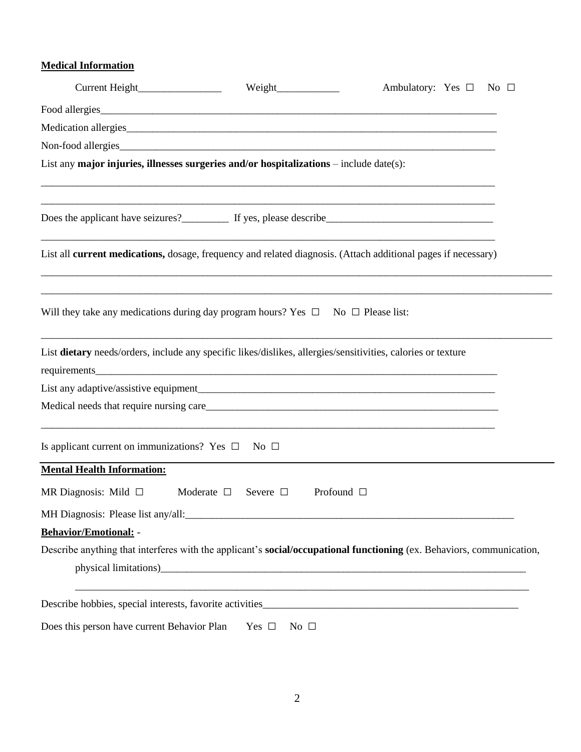**Medical Information**

Current Height________________ Weight____________ Ambulatory: Yes ☐ No ☐

Food allergies___________________________________________________________________________

Medication allergies______________________________________________________________________

Non-food allergies________________________________________________________________________

List any **major injuries, illnesses surgeries and/or hospitalizations** – include date(s):

_______________________________________________________________________________________

_______________________________________________________________________________________

Does the applicant have seizures?_________ If yes, please describe________________________________

_______________________________________________________________________________________

List all **current medications,** dosage, frequency and related diagnosis. (Attach additional pages if necessary)

_______________________________________________________________________________________

_______________________________________________________________________________________

Will they take any medications during day program hours? Yes ☐ No ☐ Please list:

_______________________________________________________________________________________

List **dietary** needs/orders, include any specific likes/dislikes, allergies/sensitivities, calories or texture requirements_____________________________________________________________________________

List any adaptive/assistive equipment___________________________________________________________

Medical needs that require nursing care__________________________________________________________

_______________________________________________________________________________________

Is applicant current on immunizations? Yes ☐ No ☐

**Mental Health Information:**

MR Diagnosis: Mild ☐ Moderate ☐ Severe ☐ Profound ☐

MH Diagnosis: Please list any/all:_______________________________________________________________

**Behavior/Emotional:** -

Describe anything that interferes with the applicant's **social/occupational functioning** (ex. Behaviors, communication, physical limitations)_______________________________________________________________________

_______________________________________________________________________________________

Describe hobbies, special interests, favorite activities__________________________________________________

Does this person have current Behavior Plan Yes ☐ No ☐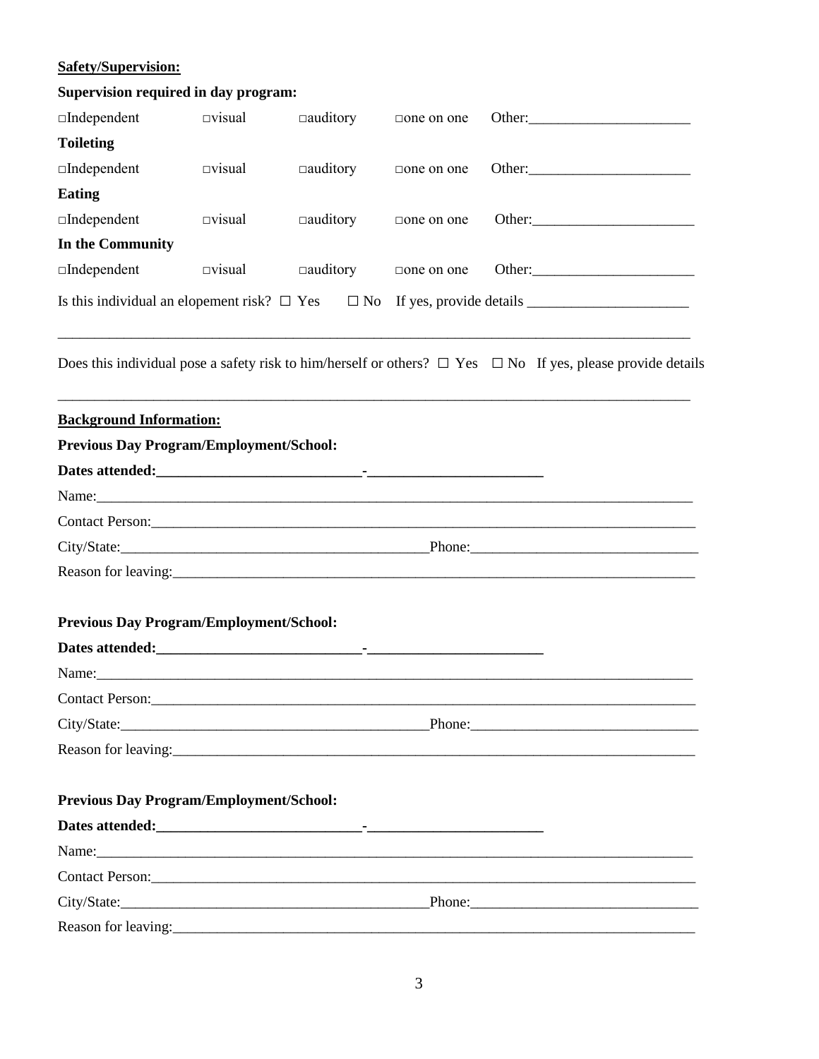**<u>Safety/Supervision:</u>**

**Supervision required in day program:**

□Independent □visual □auditory □one on one Other:______________________

**Toileting**

□Independent □visual □auditory □one on one Other:______________________

**Eating**

□Independent □visual □auditory □one on one Other:______________________

**In the Community**

□Independent □visual □auditory □one on one Other:______________________

Is this individual an elopement risk? ☐ Yes ☐ No If yes, provide details ______________________

_______________________________________________________________________________________

Does this individual pose a safety risk to him/herself or others? ☐ Yes ☐ No If yes, please provide details

_______________________________________________________________________________________

**<u>Background Information:</u>**

**Previous Day Program/Employment/School:**

**Dates attended:____________________________-________________________**

Name:_________________________________________________________________________________

Contact Person:__________________________________________________________________________

City/State:___________________________________________Phone:_______________________________

Reason for leaving:_______________________________________________________________________

**Previous Day Program/Employment/School:**

**Dates attended:____________________________-________________________**

Name:_________________________________________________________________________________

Contact Person:__________________________________________________________________________

City/State:___________________________________________Phone:_______________________________

Reason for leaving:_______________________________________________________________________

**Previous Day Program/Employment/School:**

**Dates attended:____________________________-________________________**

Name:_________________________________________________________________________________

Contact Person:__________________________________________________________________________

City/State:___________________________________________Phone:_______________________________

Reason for leaving:_______________________________________________________________________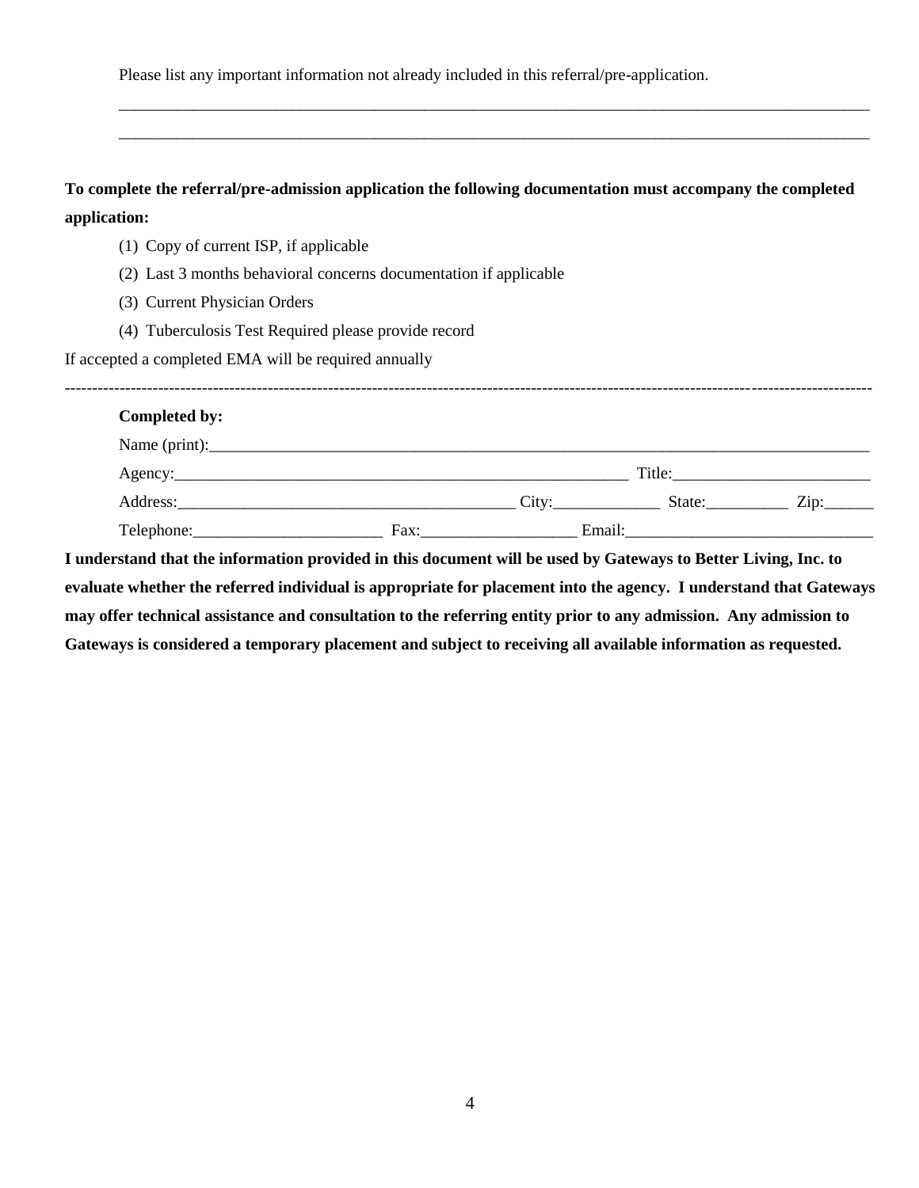Please list any important information not already included in this referral/pre-application.

______________________________________________________________________________________________

______________________________________________________________________________________________

**To complete the referral/pre-admission application the following documentation must accompany the completed application:**

(1) Copy of current ISP, if applicable

(2) Last 3 months behavioral concerns documentation if applicable

(3) Current Physician Orders

(4) Tuberculosis Test Required please provide record

If accepted a completed EMA will be required annually

---

**Completed by:**

Name (print):_______________________________________________________________________________

Agency:__________________________________________________________ Title:________________________

Address:__________________________________________ City:_____________ State:__________ Zip:______

Telephone:_______________________ Fax:___________________ Email:______________________________

**I understand that the information provided in this document will be used by Gateways to Better Living, Inc. to evaluate whether the referred individual is appropriate for placement into the agency. I understand that Gateways may offer technical assistance and consultation to the referring entity prior to any admission. Any admission to Gateways is considered a temporary placement and subject to receiving all available information as requested.**